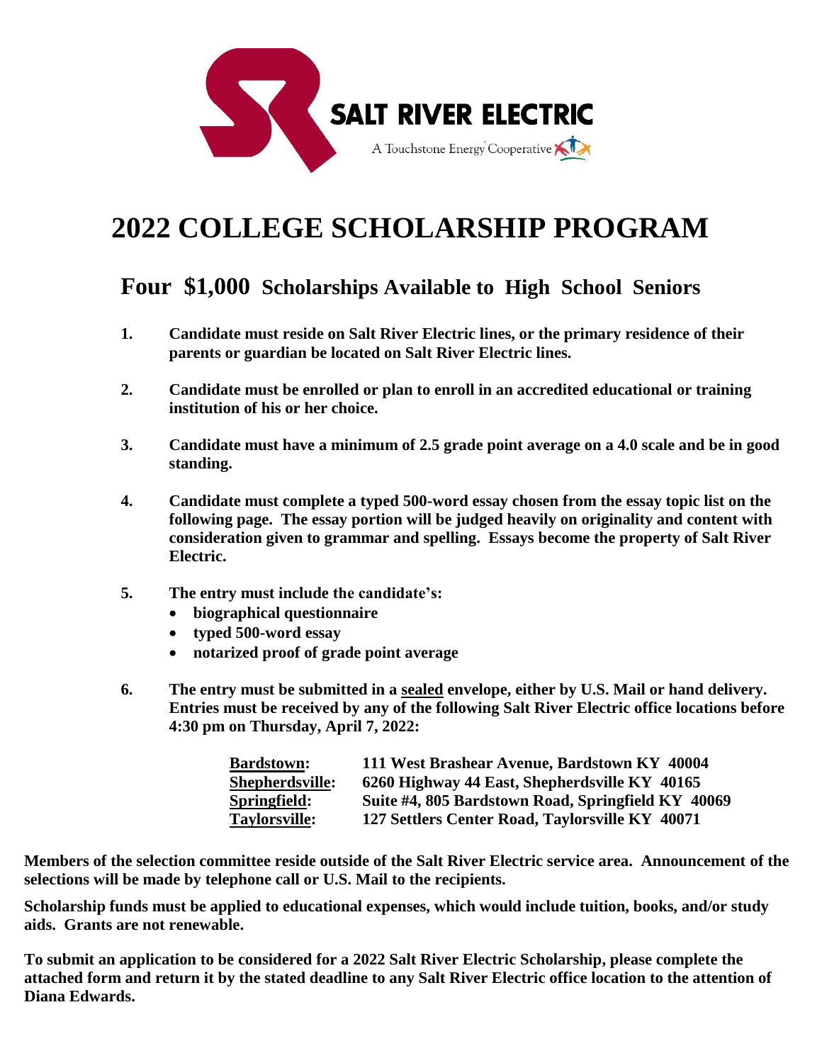SALT RIVER ELECTRIC

A Touchstone Energy® Cooperative

# 2022 COLLEGE SCHOLARSHIP PROGRAM

## Four $1,000 Scholarships Available to High School Seniors

1. **Candidate must reside on Salt River Electric lines, or the primary residence of their parents or guardian be located on Salt River Electric lines.**

2. **Candidate must be enrolled or plan to enroll in an accredited educational or training institution of his or her choice.**

3. **Candidate must have a minimum of 2.5 grade point average on a 4.0 scale and be in good standing.**

4. **Candidate must complete a typed 500-word essay chosen from the essay topic list on the following page. The essay portion will be judged heavily on originality and content with consideration given to grammar and spelling. Essays become the property of Salt River Electric.**

5. **The entry must include the candidate's:**
   - **biographical questionnaire**
   - **typed 500-word essay**
   - **notarized proof of grade point average**

6. **The entry must be submitted in a sealed envelope, either by U.S. Mail or hand delivery. Entries must be received by any of the following Salt River Electric office locations before 4:30 pm on Thursday, April 7, 2022:**

| | |
|---|---|
| **Bardstown:** | **111 West Brashear Avenue, Bardstown KY 40004** |
| **Shepherdsville:** | **6260 Highway 44 East, Shepherdsville KY 40165** |
| **Springfield:** | **Suite #4, 805 Bardstown Road, Springfield KY 40069** |
| **Taylorsville:** | **127 Settlers Center Road, Taylorsville KY 40071** |

**Members of the selection committee reside outside of the Salt River Electric service area. Announcement of the selections will be made by telephone call or U.S. Mail to the recipients.**

**Scholarship funds must be applied to educational expenses, which would include tuition, books, and/or study aids. Grants are not renewable.**

**To submit an application to be considered for a 2022 Salt River Electric Scholarship, please complete the attached form and return it by the stated deadline to any Salt River Electric office location to the attention of Diana Edwards.**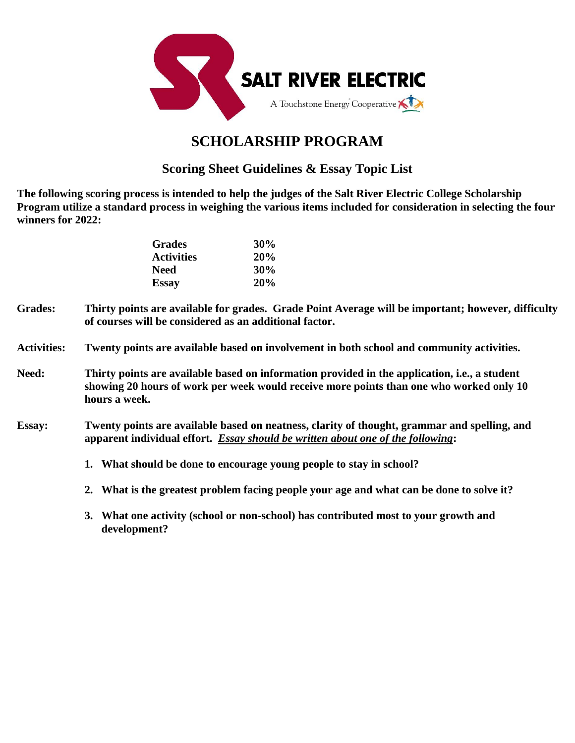SALT RIVER ELECTRIC

A Touchstone Energy Cooperative

# SCHOLARSHIP PROGRAM

## Scoring Sheet Guidelines & Essay Topic List

**The following scoring process is intended to help the judges of the Salt River Electric College Scholarship Program utilize a standard process in weighing the various items included for consideration in selecting the four winners for 2022:**

| | |
|---|---|
| **Grades** | **30%** |
| **Activities** | **20%** |
| **Need** | **30%** |
| **Essay** | **20%** |

**Grades:** **Thirty points are available for grades. Grade Point Average will be important; however, difficulty of courses will be considered as an additional factor.**

**Activities:** **Twenty points are available based on involvement in both school and community activities.**

**Need:** **Thirty points are available based on information provided in the application, i.e., a student showing 20 hours of work per week would receive more points than one who worked only 10 hours a week.**

**Essay:** **Twenty points are available based on neatness, clarity of thought, grammar and spelling, and apparent individual effort.** ***Essay should be written about one of the following*:**

1. **What should be done to encourage young people to stay in school?**
2. **What is the greatest problem facing people your age and what can be done to solve it?**
3. **What one activity (school or non-school) has contributed most to your growth and development?**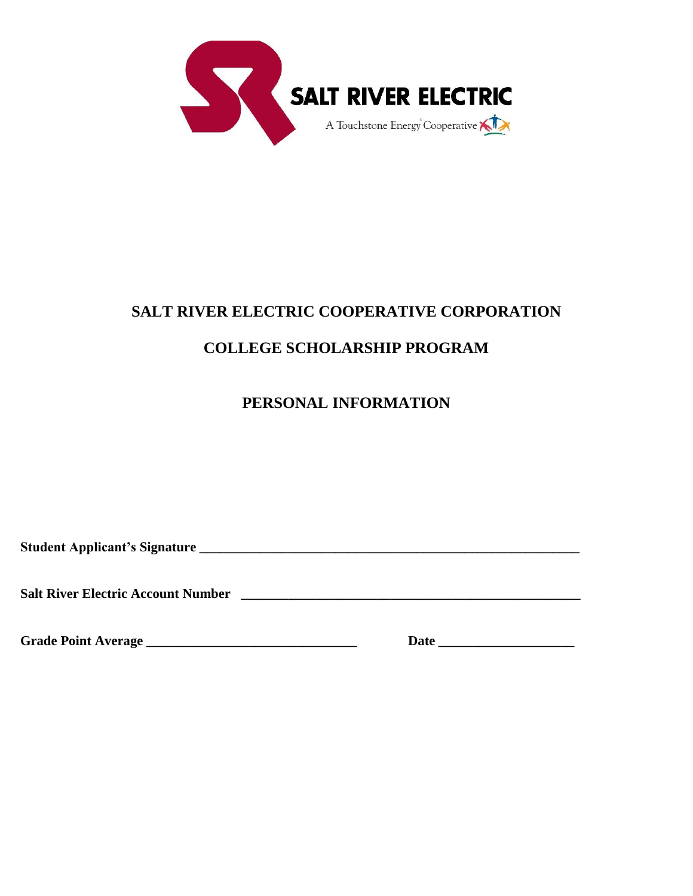SALT RIVER ELECTRIC

A Touchstone Energy Cooperative

# SALT RIVER ELECTRIC COOPERATIVE CORPORATION

## COLLEGE SCHOLARSHIP PROGRAM

## PERSONAL INFORMATION

**Student Applicant's Signature** ___________________________________________________________

**Salt River Electric Account Number** ____________________________________________________

**Grade Point Average** ________________________________ **Date** ____________________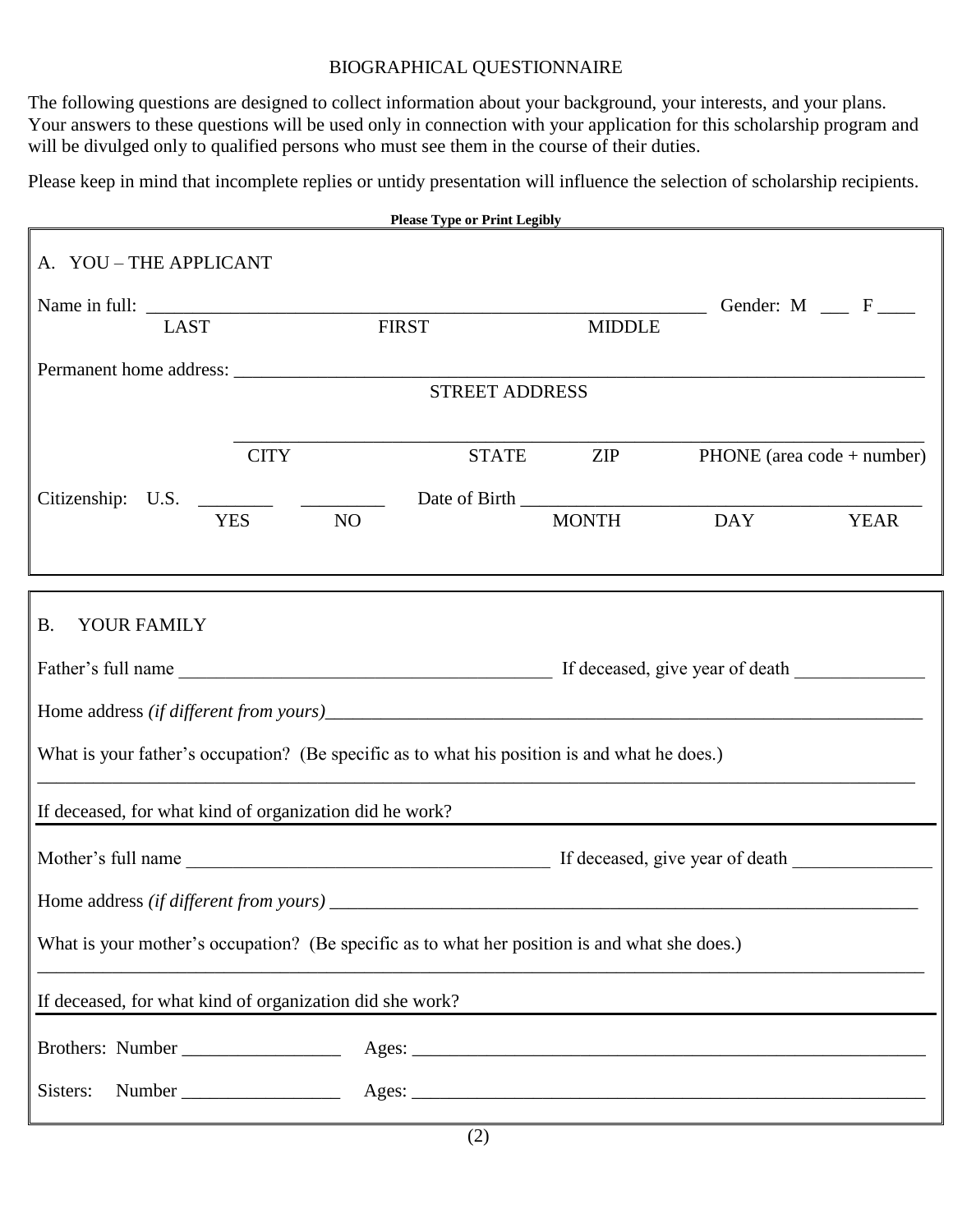# BIOGRAPHICAL QUESTIONNAIRE

The following questions are designed to collect information about your background, your interests, and your plans. Your answers to these questions will be used only in connection with your application for this scholarship program and will be divulged only to qualified persons who must see them in the course of their duties.

Please keep in mind that incomplete replies or untidy presentation will influence the selection of scholarship recipients.

**Please Type or Print Legibly**

## A. YOU – THE APPLICANT

Name in full: ______________________________________________ Gender: M ___ F ____
LAST FIRST MIDDLE

Permanent home address: ______________________________________________
STREET ADDRESS

______________________________________________
CITY STATE ZIP PHONE (area code + number)

Citizenship: U.S. ________ ________ Date of Birth ______________________________
YES NO MONTH DAY YEAR

## B. YOUR FAMILY

Father's full name ______________________________ If deceased, give year of death ____________

Home address *(if different from yours)*______________________________________________

What is your father's occupation? (Be specific as to what his position is and what he does.)

______________________________________________

If deceased, for what kind of organization did he work?

Mother's full name ______________________________ If deceased, give year of death ____________

Home address *(if different from yours)* ______________________________________________

What is your mother's occupation? (Be specific as to what her position is and what she does.)

______________________________________________

If deceased, for what kind of organization did she work?

Brothers: Number ________________ Ages: ______________________________________________

Sisters: Number ________________ Ages: ______________________________________________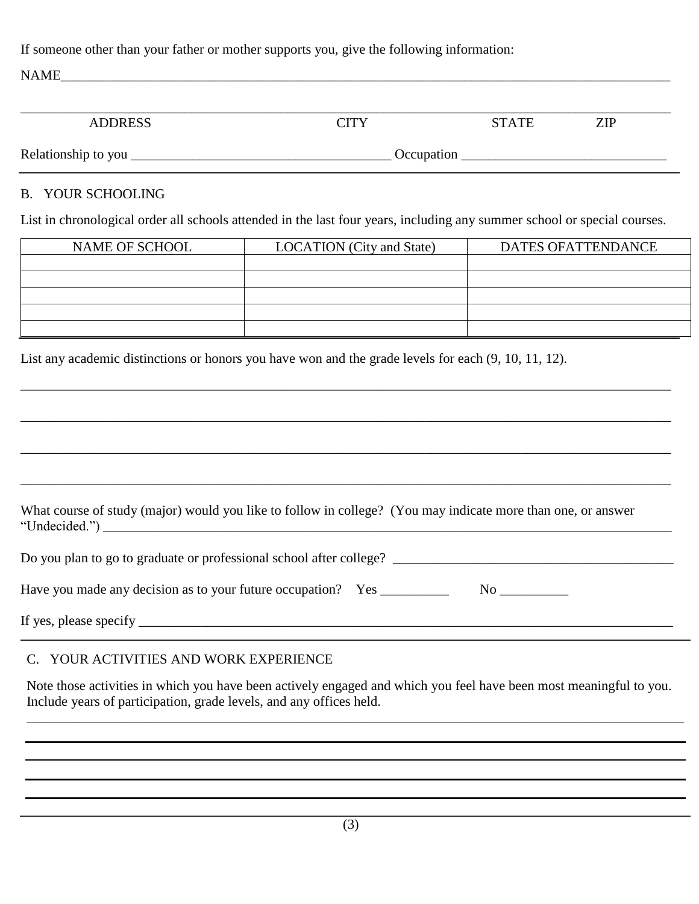If someone other than your father or mother supports you, give the following information:

NAME_______________________________________________________________________________________

_______________________________________________________________________________________

ADDRESS CITY STATE ZIP

Relationship to you ______________________________________ Occupation ______________________________

## B. YOUR SCHOOLING

List in chronological order all schools attended in the last four years, including any summer school or special courses.

| NAME OF SCHOOL | LOCATION (City and State) | DATES OFATTENDANCE |
|---|---|---|
| | | |
| | | |
| | | |
| | | |
| | | |

List any academic distinctions or honors you have won and the grade levels for each (9, 10, 11, 12).

_______________________________________________________________________________________

_______________________________________________________________________________________

_______________________________________________________________________________________

_______________________________________________________________________________________

What course of study (major) would you like to follow in college? (You may indicate more than one, or answer "Undecided.") _______________________________________________________________________________

Do you plan to go to graduate or professional school after college? __________________________________________

Have you made any decision as to your future occupation? Yes __________ No __________

If yes, please specify _______________________________________________________________________________

## C. YOUR ACTIVITIES AND WORK EXPERIENCE

Note those activities in which you have been actively engaged and which you feel have been most meaningful to you. Include years of participation, grade levels, and any offices held.

_______________________________________________________________________________________

_______________________________________________________________________________________

_______________________________________________________________________________________

_______________________________________________________________________________________

_______________________________________________________________________________________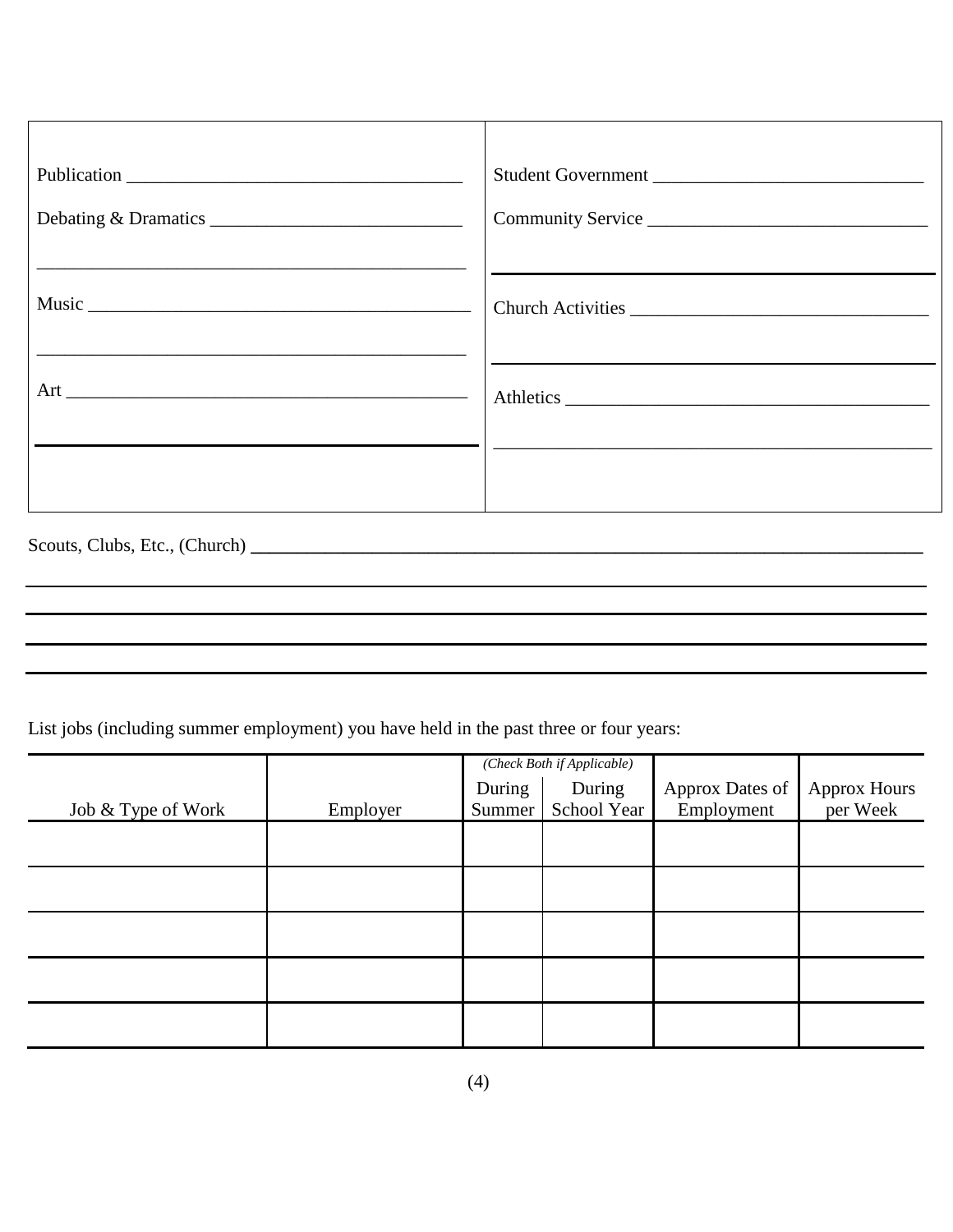| | |
|---|---|
| Publication _______________ | Student Government _______________ |
| Debating & Dramatics _______________ | Community Service _______________ |
| Music _______________ | Church Activities _______________ |
| Art _______________ | Athletics _______________ |

Scouts, Clubs, Etc., (Church) _______________

List jobs (including summer employment) you have held in the past three or four years:

| | | *(Check Both if Applicable)* | | | |
|---|---|---|---|---|---|
| Job & Type of Work | Employer | During Summer | During School Year | Approx Dates of Employment | Approx Hours per Week |
| | | | | | |
| | | | | | |
| | | | | | |
| | | | | | |
| | | | | | |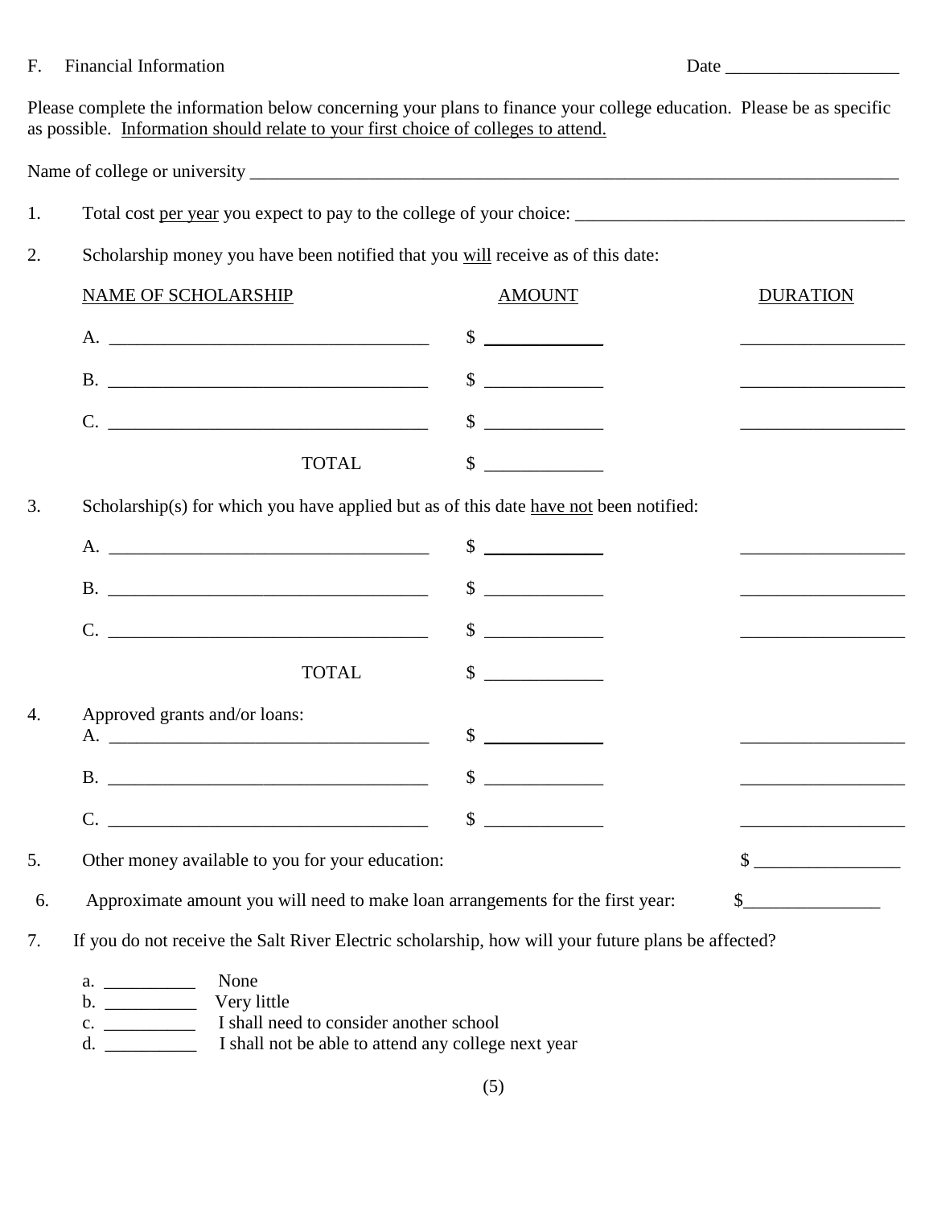F. Financial Information

Date ___________________

Please complete the information below concerning your plans to finance your college education. Please be as specific as possible. Information should relate to your first choice of colleges to attend.

Name of college or university ___________________________________________________________________________

1. Total cost per year you expect to pay to the college of your choice: ____________________________________

2. Scholarship money you have been notified that you will receive as of this date:

| NAME OF SCHOLARSHIP | AMOUNT | DURATION |
|---|---|---|
| A. ____________________________________ | $ _____________ | __________________ |
| B. ____________________________________ | $ _____________ | __________________ |
| C. ____________________________________ | $ _____________ | __________________ |
| TOTAL | $ _____________ | |

3. Scholarship(s) for which you have applied but as of this date have not been notified:

| | | |
|---|---|---|
| A. ____________________________________ | $ _____________ | __________________ |
| B. ____________________________________ | $ _____________ | __________________ |
| C. ____________________________________ | $ _____________ | __________________ |
| TOTAL | $ _____________ | |

4. Approved grants and/or loans:

| | | |
|---|---|---|
| A. ____________________________________ | $ _____________ | __________________ |
| B. ____________________________________ | $ _____________ | __________________ |
| C. ____________________________________ | $ _____________ | __________________ |

5. Other money available to you for your education: $ ________________

6. Approximate amount you will need to make loan arrangements for the first year: $_______________

7. If you do not receive the Salt River Electric scholarship, how will your future plans be affected?

a. __________ None
b. __________ Very little
c. __________ I shall need to consider another school
d. __________ I shall not be able to attend any college next year